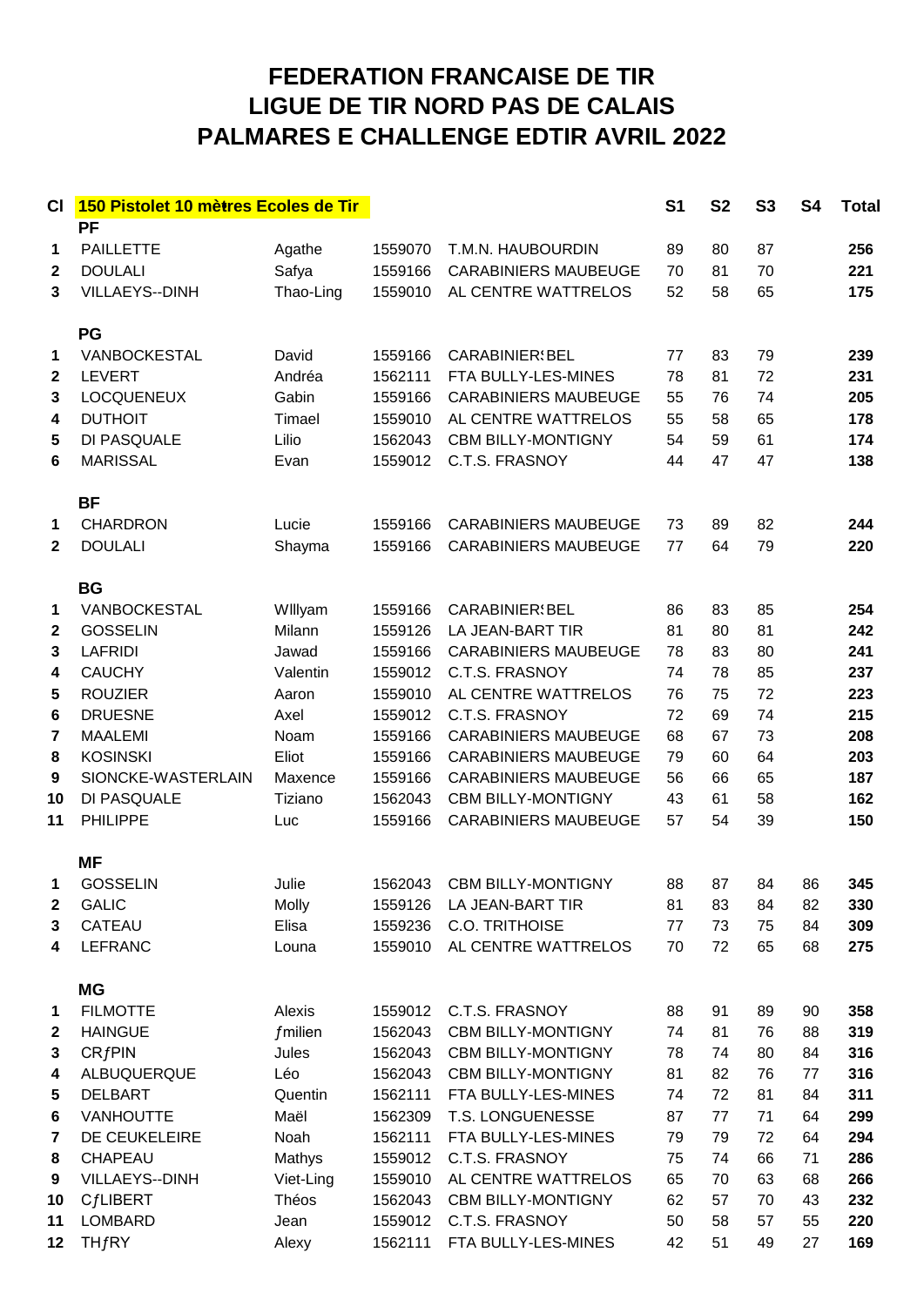# FEDERATION FRANCAISE DE TIR
# LIGUE DE TIR NORD PAS DE CALAIS
# PALMARES E CHALLENGE EDTIR AVRIL 2022

| Cl | 150 Pistolet 10 mètres Ecoles de Tir | | | | S1 | S2 | S3 | S4 | Total |
|---|---|---|---|---|---|---|---|---|---|
| | **PF** | | | | | | | | |
| 1 | PAILLETTE | Agathe | 1559070 | T.M.N. HAUBOURDIN | 89 | 80 | 87 | | **256** |
| 2 | DOULALI | Safya | 1559166 | CARABINIERS MAUBEUGE | 70 | 81 | 70 | | **221** |
| 3 | VILLAEYS--DINH | Thao-Ling | 1559010 | AL CENTRE WATTRELOS | 52 | 58 | 65 | | **175** |
| | **PG** | | | | | | | | |
| 1 | VANBOCKESTAL | David | 1559166 | CARABINIER:BEL | 77 | 83 | 79 | | **239** |
| 2 | LEVERT | Andréa | 1562111 | FTA BULLY-LES-MINES | 78 | 81 | 72 | | **231** |
| 3 | LOCQUENEUX | Gabin | 1559166 | CARABINIERS MAUBEUGE | 55 | 76 | 74 | | **205** |
| 4 | DUTHOIT | Timael | 1559010 | AL CENTRE WATTRELOS | 55 | 58 | 65 | | **178** |
| 5 | DI PASQUALE | Lilio | 1562043 | CBM BILLY-MONTIGNY | 54 | 59 | 61 | | **174** |
| 6 | MARISSAL | Evan | 1559012 | C.T.S. FRASNOY | 44 | 47 | 47 | | **138** |
| | **BF** | | | | | | | | |
| 1 | CHARDRON | Lucie | 1559166 | CARABINIERS MAUBEUGE | 73 | 89 | 82 | | **244** |
| 2 | DOULALI | Shayma | 1559166 | CARABINIERS MAUBEUGE | 77 | 64 | 79 | | **220** |
| | **BG** | | | | | | | | |
| 1 | VANBOCKESTAL | WIllyam | 1559166 | CARABINIER:BEL | 86 | 83 | 85 | | **254** |
| 2 | GOSSELIN | Milann | 1559126 | LA JEAN-BART TIR | 81 | 80 | 81 | | **242** |
| 3 | LAFRIDI | Jawad | 1559166 | CARABINIERS MAUBEUGE | 78 | 83 | 80 | | **241** |
| 4 | CAUCHY | Valentin | 1559012 | C.T.S. FRASNOY | 74 | 78 | 85 | | **237** |
| 5 | ROUZIER | Aaron | 1559010 | AL CENTRE WATTRELOS | 76 | 75 | 72 | | **223** |
| 6 | DRUESNE | Axel | 1559012 | C.T.S. FRASNOY | 72 | 69 | 74 | | **215** |
| 7 | MAALEMI | Noam | 1559166 | CARABINIERS MAUBEUGE | 68 | 67 | 73 | | **208** |
| 8 | KOSINSKI | Eliot | 1559166 | CARABINIERS MAUBEUGE | 79 | 60 | 64 | | **203** |
| 9 | SIONCKE-WASTERLAIN | Maxence | 1559166 | CARABINIERS MAUBEUGE | 56 | 66 | 65 | | **187** |
| 10 | DI PASQUALE | Tiziano | 1562043 | CBM BILLY-MONTIGNY | 43 | 61 | 58 | | **162** |
| 11 | PHILIPPE | Luc | 1559166 | CARABINIERS MAUBEUGE | 57 | 54 | 39 | | **150** |
| | **MF** | | | | | | | | |
| 1 | GOSSELIN | Julie | 1562043 | CBM BILLY-MONTIGNY | 88 | 87 | 84 | 86 | **345** |
| 2 | GALIC | Molly | 1559126 | LA JEAN-BART TIR | 81 | 83 | 84 | 82 | **330** |
| 3 | CATEAU | Elisa | 1559236 | C.O. TRITHOISE | 77 | 73 | 75 | 84 | **309** |
| 4 | LEFRANC | Louna | 1559010 | AL CENTRE WATTRELOS | 70 | 72 | 65 | 68 | **275** |
| | **MG** | | | | | | | | |
| 1 | FILMOTTE | Alexis | 1559012 | C.T.S. FRASNOY | 88 | 91 | 89 | 90 | **358** |
| 2 | HAINGUE | ƒmilien | 1562043 | CBM BILLY-MONTIGNY | 74 | 81 | 76 | 88 | **319** |
| 3 | CRƒPIN | Jules | 1562043 | CBM BILLY-MONTIGNY | 78 | 74 | 80 | 84 | **316** |
| 4 | ALBUQUERQUE | Léo | 1562043 | CBM BILLY-MONTIGNY | 81 | 82 | 76 | 77 | **316** |
| 5 | DELBART | Quentin | 1562111 | FTA BULLY-LES-MINES | 74 | 72 | 81 | 84 | **311** |
| 6 | VANHOUTTE | Maël | 1562309 | T.S. LONGUENESSE | 87 | 77 | 71 | 64 | **299** |
| 7 | DE CEUKELEIRE | Noah | 1562111 | FTA BULLY-LES-MINES | 79 | 79 | 72 | 64 | **294** |
| 8 | CHAPEAU | Mathys | 1559012 | C.T.S. FRASNOY | 75 | 74 | 66 | 71 | **286** |
| 9 | VILLAEYS--DINH | Viet-Ling | 1559010 | AL CENTRE WATTRELOS | 65 | 70 | 63 | 68 | **266** |
| 10 | CƒLIBERT | Théos | 1562043 | CBM BILLY-MONTIGNY | 62 | 57 | 70 | 43 | **232** |
| 11 | LOMBARD | Jean | 1559012 | C.T.S. FRASNOY | 50 | 58 | 57 | 55 | **220** |
| 12 | THƒRY | Alexy | 1562111 | FTA BULLY-LES-MINES | 42 | 51 | 49 | 27 | **169** |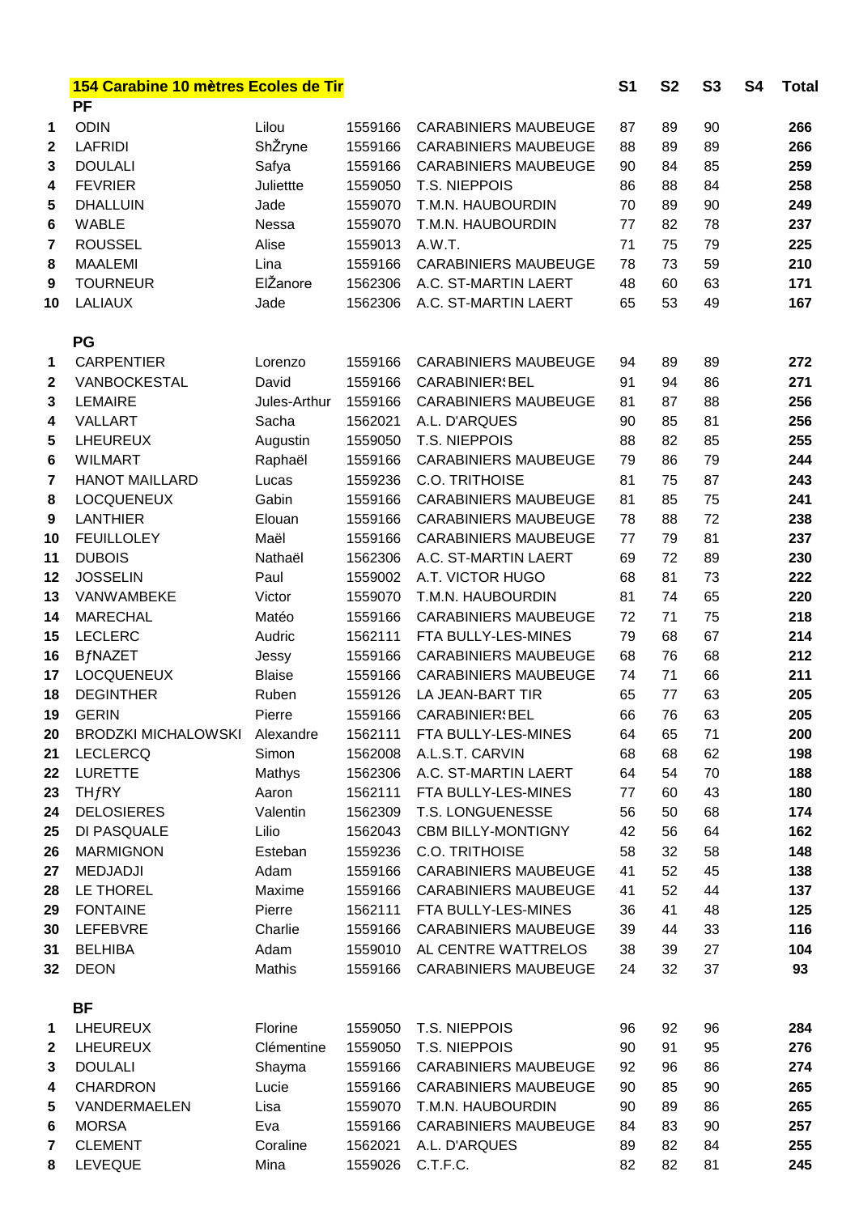| | 154 Carabine 10 mètres Ecoles de Tir | | | | S1 | S2 | S3 | S4 | Total |
|---|---|---|---|---|---|---|---|---|---|
| | **PF** | | | | | | | | |
| 1 | ODIN | Lilou | 1559166 | CARABINIERS MAUBEUGE | 87 | 89 | 90 | | **266** |
| 2 | LAFRIDI | ShŽryne | 1559166 | CARABINIERS MAUBEUGE | 88 | 89 | 89 | | **266** |
| 3 | DOULALI | Safya | 1559166 | CARABINIERS MAUBEUGE | 90 | 84 | 85 | | **259** |
| 4 | FEVRIER | Juliettte | 1559050 | T.S. NIEPPOIS | 86 | 88 | 84 | | **258** |
| 5 | DHALLUIN | Jade | 1559070 | T.M.N. HAUBOURDIN | 70 | 89 | 90 | | **249** |
| 6 | WABLE | Nessa | 1559070 | T.M.N. HAUBOURDIN | 77 | 82 | 78 | | **237** |
| 7 | ROUSSEL | Alise | 1559013 | A.W.T. | 71 | 75 | 79 | | **225** |
| 8 | MAALEMI | Lina | 1559166 | CARABINIERS MAUBEUGE | 78 | 73 | 59 | | **210** |
| 9 | TOURNEUR | ElŽanore | 1562306 | A.C. ST-MARTIN LAERT | 48 | 60 | 63 | | **171** |
| 10 | LALIAUX | Jade | 1562306 | A.C. ST-MARTIN LAERT | 65 | 53 | 49 | | **167** |
| | **PG** | | | | | | | | |
| 1 | CARPENTIER | Lorenzo | 1559166 | CARABINIERS MAUBEUGE | 94 | 89 | 89 | | **272** |
| 2 | VANBOCKESTAL | David | 1559166 | CARABINIER‹BEL | 91 | 94 | 86 | | **271** |
| 3 | LEMAIRE | Jules-Arthur | 1559166 | CARABINIERS MAUBEUGE | 81 | 87 | 88 | | **256** |
| 4 | VALLART | Sacha | 1562021 | A.L. D'ARQUES | 90 | 85 | 81 | | **256** |
| 5 | LHEUREUX | Augustin | 1559050 | T.S. NIEPPOIS | 88 | 82 | 85 | | **255** |
| 6 | WILMART | Raphaël | 1559166 | CARABINIERS MAUBEUGE | 79 | 86 | 79 | | **244** |
| 7 | HANOT MAILLARD | Lucas | 1559236 | C.O. TRITHOISE | 81 | 75 | 87 | | **243** |
| 8 | LOCQUENEUX | Gabin | 1559166 | CARABINIERS MAUBEUGE | 81 | 85 | 75 | | **241** |
| 9 | LANTHIER | Elouan | 1559166 | CARABINIERS MAUBEUGE | 78 | 88 | 72 | | **238** |
| 10 | FEUILLOLEY | Maël | 1559166 | CARABINIERS MAUBEUGE | 77 | 79 | 81 | | **237** |
| 11 | DUBOIS | Nathaël | 1562306 | A.C. ST-MARTIN LAERT | 69 | 72 | 89 | | **230** |
| 12 | JOSSELIN | Paul | 1559002 | A.T. VICTOR HUGO | 68 | 81 | 73 | | **222** |
| 13 | VANWAMBEKE | Victor | 1559070 | T.M.N. HAUBOURDIN | 81 | 74 | 65 | | **220** |
| 14 | MARECHAL | Matéo | 1559166 | CARABINIERS MAUBEUGE | 72 | 71 | 75 | | **218** |
| 15 | LECLERC | Audric | 1562111 | FTA BULLY-LES-MINES | 79 | 68 | 67 | | **214** |
| 16 | BƒNAZET | Jessy | 1559166 | CARABINIERS MAUBEUGE | 68 | 76 | 68 | | **212** |
| 17 | LOCQUENEUX | Blaise | 1559166 | CARABINIERS MAUBEUGE | 74 | 71 | 66 | | **211** |
| 18 | DEGINTHER | Ruben | 1559126 | LA JEAN-BART TIR | 65 | 77 | 63 | | **205** |
| 19 | GERIN | Pierre | 1559166 | CARABINIER‹BEL | 66 | 76 | 63 | | **205** |
| 20 | BRODZKI MICHALOWSKI | Alexandre | 1562111 | FTA BULLY-LES-MINES | 64 | 65 | 71 | | **200** |
| 21 | LECLERCQ | Simon | 1562008 | A.L.S.T. CARVIN | 68 | 68 | 62 | | **198** |
| 22 | LURETTE | Mathys | 1562306 | A.C. ST-MARTIN LAERT | 64 | 54 | 70 | | **188** |
| 23 | THƒRY | Aaron | 1562111 | FTA BULLY-LES-MINES | 77 | 60 | 43 | | **180** |
| 24 | DELOSIERES | Valentin | 1562309 | T.S. LONGUENESSE | 56 | 50 | 68 | | **174** |
| 25 | DI PASQUALE | Lilio | 1562043 | CBM BILLY-MONTIGNY | 42 | 56 | 64 | | **162** |
| 26 | MARMIGNON | Esteban | 1559236 | C.O. TRITHOISE | 58 | 32 | 58 | | **148** |
| 27 | MEDJADJI | Adam | 1559166 | CARABINIERS MAUBEUGE | 41 | 52 | 45 | | **138** |
| 28 | LE THOREL | Maxime | 1559166 | CARABINIERS MAUBEUGE | 41 | 52 | 44 | | **137** |
| 29 | FONTAINE | Pierre | 1562111 | FTA BULLY-LES-MINES | 36 | 41 | 48 | | **125** |
| 30 | LEFEBVRE | Charlie | 1559166 | CARABINIERS MAUBEUGE | 39 | 44 | 33 | | **116** |
| 31 | BELHIBA | Adam | 1559010 | AL CENTRE WATTRELOS | 38 | 39 | 27 | | **104** |
| 32 | DEON | Mathis | 1559166 | CARABINIERS MAUBEUGE | 24 | 32 | 37 | | **93** |
| | **BF** | | | | | | | | |
| 1 | LHEUREUX | Florine | 1559050 | T.S. NIEPPOIS | 96 | 92 | 96 | | **284** |
| 2 | LHEUREUX | Clémentine | 1559050 | T.S. NIEPPOIS | 90 | 91 | 95 | | **276** |
| 3 | DOULALI | Shayma | 1559166 | CARABINIERS MAUBEUGE | 92 | 96 | 86 | | **274** |
| 4 | CHARDRON | Lucie | 1559166 | CARABINIERS MAUBEUGE | 90 | 85 | 90 | | **265** |
| 5 | VANDERMAELEN | Lisa | 1559070 | T.M.N. HAUBOURDIN | 90 | 89 | 86 | | **265** |
| 6 | MORSA | Eva | 1559166 | CARABINIERS MAUBEUGE | 84 | 83 | 90 | | **257** |
| 7 | CLEMENT | Coraline | 1562021 | A.L. D'ARQUES | 89 | 82 | 84 | | **255** |
| 8 | LEVEQUE | Mina | 1559026 | C.T.F.C. | 82 | 82 | 81 | | **245** |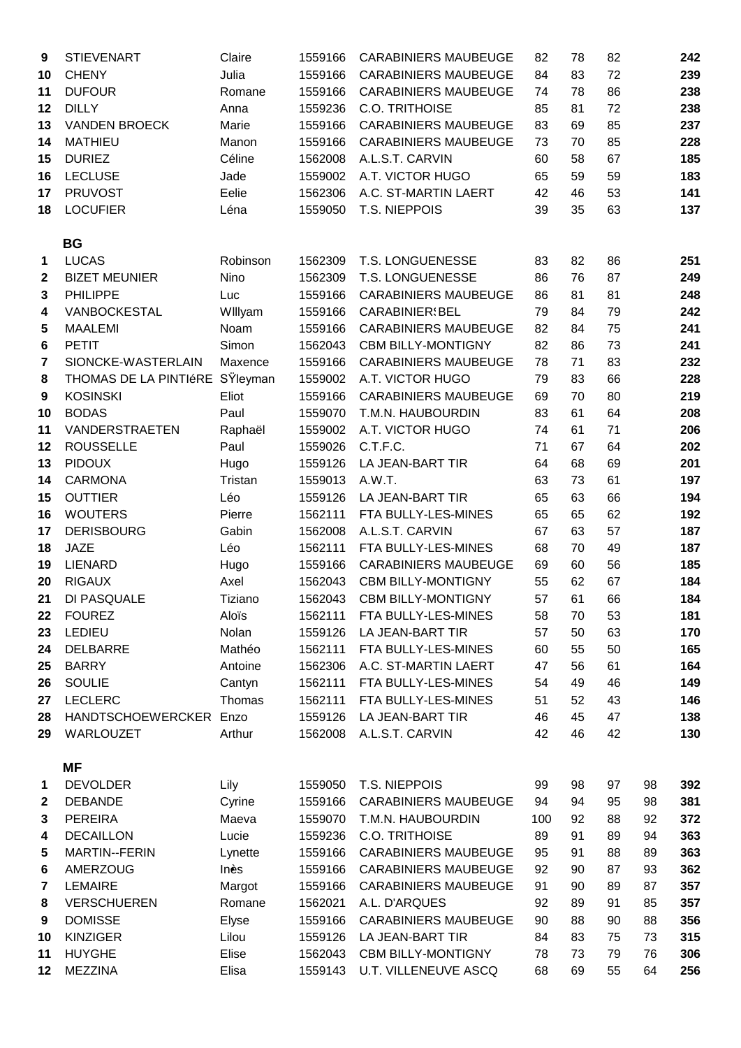| | | | | | | | | | |
|---|---|---|---|---|---|---|---|---|---|
| 9 | STIEVENART | Claire | 1559166 | CARABINIERS MAUBEUGE | 82 | 78 | 82 | | **242** |
| 10 | CHENY | Julia | 1559166 | CARABINIERS MAUBEUGE | 84 | 83 | 72 | | **239** |
| 11 | DUFOUR | Romane | 1559166 | CARABINIERS MAUBEUGE | 74 | 78 | 86 | | **238** |
| 12 | DILLY | Anna | 1559236 | C.O. TRITHOISE | 85 | 81 | 72 | | **238** |
| 13 | VANDEN BROECK | Marie | 1559166 | CARABINIERS MAUBEUGE | 83 | 69 | 85 | | **237** |
| 14 | MATHIEU | Manon | 1559166 | CARABINIERS MAUBEUGE | 73 | 70 | 85 | | **228** |
| 15 | DURIEZ | Céline | 1562008 | A.L.S.T. CARVIN | 60 | 58 | 67 | | **185** |
| 16 | LECLUSE | Jade | 1559002 | A.T. VICTOR HUGO | 65 | 59 | 59 | | **183** |
| 17 | PRUVOST | Eelie | 1562306 | A.C. ST-MARTIN LAERT | 42 | 46 | 53 | | **141** |
| 18 | LOCUFIER | Léna | 1559050 | T.S. NIEPPOIS | 39 | 35 | 63 | | **137** |

**BG**

| | | | | | | | | | |
|---|---|---|---|---|---|---|---|---|---|
| 1 | LUCAS | Robinson | 1562309 | T.S. LONGUENESSE | 83 | 82 | 86 | | **251** |
| 2 | BIZET MEUNIER | Nino | 1562309 | T.S. LONGUENESSE | 86 | 76 | 87 | | **249** |
| 3 | PHILIPPE | Luc | 1559166 | CARABINIERS MAUBEUGE | 86 | 81 | 81 | | **248** |
| 4 | VANBOCKESTAL | WIllyam | 1559166 | CARABINIERS BEL | 79 | 84 | 79 | | **242** |
| 5 | MAALEMI | Noam | 1559166 | CARABINIERS MAUBEUGE | 82 | 84 | 75 | | **241** |
| 6 | PETIT | Simon | 1562043 | CBM BILLY-MONTIGNY | 82 | 86 | 73 | | **241** |
| 7 | SIONCKE-WASTERLAIN | Maxence | 1559166 | CARABINIERS MAUBEUGE | 78 | 71 | 83 | | **232** |
| 8 | THOMAS DE LA PINTIéRE | SŸleyman | 1559002 | A.T. VICTOR HUGO | 79 | 83 | 66 | | **228** |
| 9 | KOSINSKI | Eliot | 1559166 | CARABINIERS MAUBEUGE | 69 | 70 | 80 | | **219** |
| 10 | BODAS | Paul | 1559070 | T.M.N. HAUBOURDIN | 83 | 61 | 64 | | **208** |
| 11 | VANDERSTRAETEN | Raphaël | 1559002 | A.T. VICTOR HUGO | 74 | 61 | 71 | | **206** |
| 12 | ROUSSELLE | Paul | 1559026 | C.T.F.C. | 71 | 67 | 64 | | **202** |
| 13 | PIDOUX | Hugo | 1559126 | LA JEAN-BART TIR | 64 | 68 | 69 | | **201** |
| 14 | CARMONA | Tristan | 1559013 | A.W.T. | 63 | 73 | 61 | | **197** |
| 15 | OUTTIER | Léo | 1559126 | LA JEAN-BART TIR | 65 | 63 | 66 | | **194** |
| 16 | WOUTERS | Pierre | 1562111 | FTA BULLY-LES-MINES | 65 | 65 | 62 | | **192** |
| 17 | DERISBOURG | Gabin | 1562008 | A.L.S.T. CARVIN | 67 | 63 | 57 | | **187** |
| 18 | JAZE | Léo | 1562111 | FTA BULLY-LES-MINES | 68 | 70 | 49 | | **187** |
| 19 | LIENARD | Hugo | 1559166 | CARABINIERS MAUBEUGE | 69 | 60 | 56 | | **185** |
| 20 | RIGAUX | Axel | 1562043 | CBM BILLY-MONTIGNY | 55 | 62 | 67 | | **184** |
| 21 | DI PASQUALE | Tiziano | 1562043 | CBM BILLY-MONTIGNY | 57 | 61 | 66 | | **184** |
| 22 | FOUREZ | Aloïs | 1562111 | FTA BULLY-LES-MINES | 58 | 70 | 53 | | **181** |
| 23 | LEDIEU | Nolan | 1559126 | LA JEAN-BART TIR | 57 | 50 | 63 | | **170** |
| 24 | DELBARRE | Mathéo | 1562111 | FTA BULLY-LES-MINES | 60 | 55 | 50 | | **165** |
| 25 | BARRY | Antoine | 1562306 | A.C. ST-MARTIN LAERT | 47 | 56 | 61 | | **164** |
| 26 | SOULIE | Cantyn | 1562111 | FTA BULLY-LES-MINES | 54 | 49 | 46 | | **149** |
| 27 | LECLERC | Thomas | 1562111 | FTA BULLY-LES-MINES | 51 | 52 | 43 | | **146** |
| 28 | HANDTSCHOEWERCKER | Enzo | 1559126 | LA JEAN-BART TIR | 46 | 45 | 47 | | **138** |
| 29 | WARLOUZET | Arthur | 1562008 | A.L.S.T. CARVIN | 42 | 46 | 42 | | **130** |

**MF**

| | | | | | | | | | |
|---|---|---|---|---|---|---|---|---|---|
| 1 | DEVOLDER | Lily | 1559050 | T.S. NIEPPOIS | 99 | 98 | 97 | 98 | **392** |
| 2 | DEBANDE | Cyrine | 1559166 | CARABINIERS MAUBEUGE | 94 | 94 | 95 | 98 | **381** |
| 3 | PEREIRA | Maeva | 1559070 | T.M.N. HAUBOURDIN | 100 | 92 | 88 | 92 | **372** |
| 4 | DECAILLON | Lucie | 1559236 | C.O. TRITHOISE | 89 | 91 | 89 | 94 | **363** |
| 5 | MARTIN--FERIN | Lynette | 1559166 | CARABINIERS MAUBEUGE | 95 | 91 | 88 | 89 | **363** |
| 6 | AMERZOUG | Inès | 1559166 | CARABINIERS MAUBEUGE | 92 | 90 | 87 | 93 | **362** |
| 7 | LEMAIRE | Margot | 1559166 | CARABINIERS MAUBEUGE | 91 | 90 | 89 | 87 | **357** |
| 8 | VERSCHUEREN | Romane | 1562021 | A.L. D'ARQUES | 92 | 89 | 91 | 85 | **357** |
| 9 | DOMISSE | Elyse | 1559166 | CARABINIERS MAUBEUGE | 90 | 88 | 90 | 88 | **356** |
| 10 | KINZIGER | Lilou | 1559126 | LA JEAN-BART TIR | 84 | 83 | 75 | 73 | **315** |
| 11 | HUYGHE | Elise | 1562043 | CBM BILLY-MONTIGNY | 78 | 73 | 79 | 76 | **306** |
| 12 | MEZZINA | Elisa | 1559143 | U.T. VILLENEUVE ASCQ | 68 | 69 | 55 | 64 | **256** |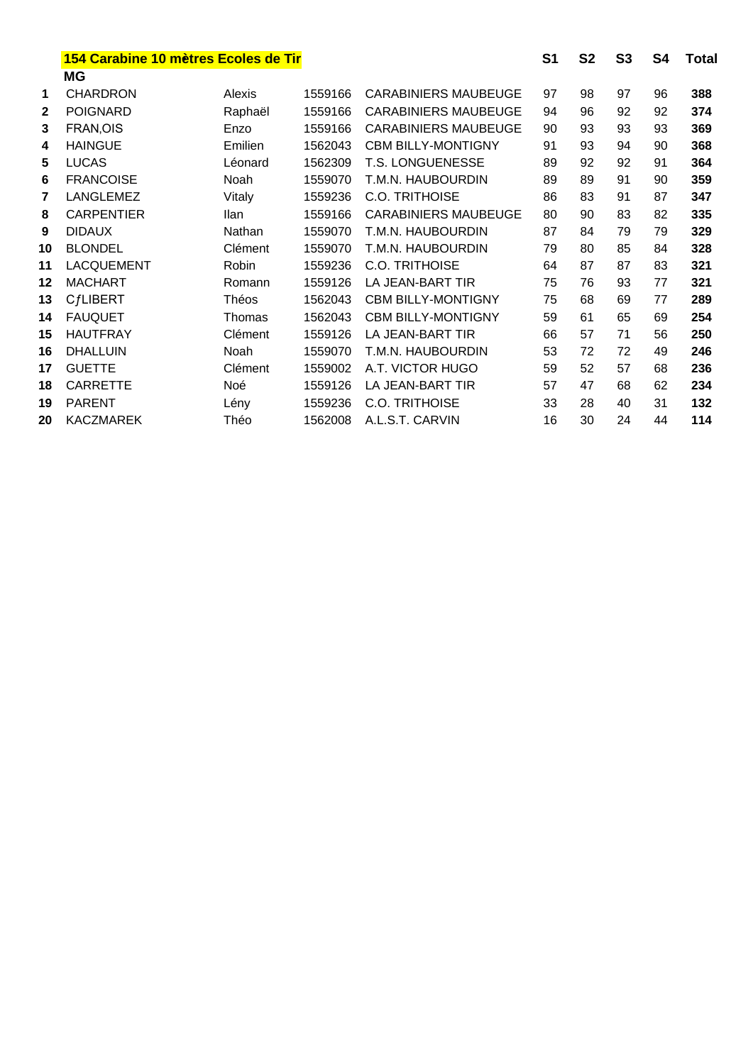| | 154 Carabine 10 mètres Ecoles de Tir | | | | S1 | S2 | S3 | S4 | Total |
|---|---|---|---|---|---|---|---|---|---|
| | **MG** | | | | | | | | |
| **1** | CHARDRON | Alexis | 1559166 | CARABINIERS MAUBEUGE | 97 | 98 | 97 | 96 | **388** |
| **2** | POIGNARD | Raphaël | 1559166 | CARABINIERS MAUBEUGE | 94 | 96 | 92 | 92 | **374** |
| **3** | FRAN,OIS | Enzo | 1559166 | CARABINIERS MAUBEUGE | 90 | 93 | 93 | 93 | **369** |
| **4** | HAINGUE | Emilien | 1562043 | CBM BILLY-MONTIGNY | 91 | 93 | 94 | 90 | **368** |
| **5** | LUCAS | Léonard | 1562309 | T.S. LONGUENESSE | 89 | 92 | 92 | 91 | **364** |
| **6** | FRANCOISE | Noah | 1559070 | T.M.N. HAUBOURDIN | 89 | 89 | 91 | 90 | **359** |
| **7** | LANGLEMEZ | Vitaly | 1559236 | C.O. TRITHOISE | 86 | 83 | 91 | 87 | **347** |
| **8** | CARPENTIER | Ilan | 1559166 | CARABINIERS MAUBEUGE | 80 | 90 | 83 | 82 | **335** |
| **9** | DIDAUX | Nathan | 1559070 | T.M.N. HAUBOURDIN | 87 | 84 | 79 | 79 | **329** |
| **10** | BLONDEL | Clément | 1559070 | T.M.N. HAUBOURDIN | 79 | 80 | 85 | 84 | **328** |
| **11** | LACQUEMENT | Robin | 1559236 | C.O. TRITHOISE | 64 | 87 | 87 | 83 | **321** |
| **12** | MACHART | Romann | 1559126 | LA JEAN-BART TIR | 75 | 76 | 93 | 77 | **321** |
| **13** | CƒLIBERT | Théos | 1562043 | CBM BILLY-MONTIGNY | 75 | 68 | 69 | 77 | **289** |
| **14** | FAUQUET | Thomas | 1562043 | CBM BILLY-MONTIGNY | 59 | 61 | 65 | 69 | **254** |
| **15** | HAUTFRAY | Clément | 1559126 | LA JEAN-BART TIR | 66 | 57 | 71 | 56 | **250** |
| **16** | DHALLUIN | Noah | 1559070 | T.M.N. HAUBOURDIN | 53 | 72 | 72 | 49 | **246** |
| **17** | GUETTE | Clément | 1559002 | A.T. VICTOR HUGO | 59 | 52 | 57 | 68 | **236** |
| **18** | CARRETTE | Noé | 1559126 | LA JEAN-BART TIR | 57 | 47 | 68 | 62 | **234** |
| **19** | PARENT | Lény | 1559236 | C.O. TRITHOISE | 33 | 28 | 40 | 31 | **132** |
| **20** | KACZMAREK | Théo | 1562008 | A.L.S.T. CARVIN | 16 | 30 | 24 | 44 | **114** |